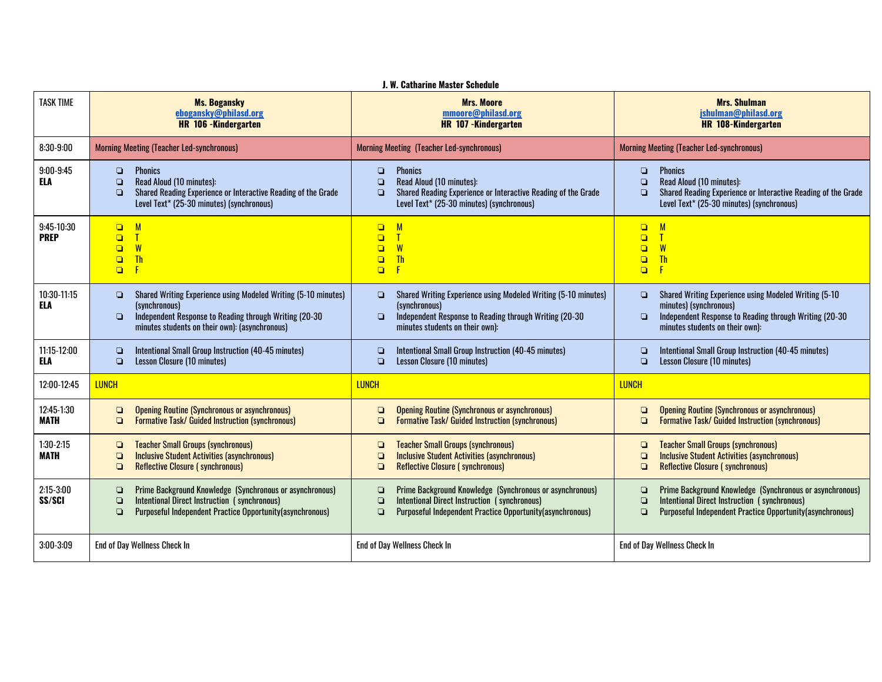**J. W. Catharine Master Schedule**

| TASK TIME | **Ms. Bogansky** eboganksy@philasd.org **HR 106 -Kindergarten** | **Mrs. Moore** mmoore@philasd.org **HR 107 -Kindergarten** | **Mrs. Shulman** jshulman@philasd.org **HR 108-Kindergarten** |
|---|---|---|---|
| 8:30-9:00 | Morning Meeting (Teacher Led-synchronous) | Morning Meeting (Teacher Led-synchronous) | Morning Meeting (Teacher Led-synchronous) |
| 9:00-9:45 **ELA** | ❏ Phonics<br>❏ Read Aloud (10 minutes):<br>❏ Shared Reading Experience or Interactive Reading of the Grade Level Text* (25-30 minutes) (synchronous) | ❏ Phonics<br>❏ Read Aloud (10 minutes):<br>❏ Shared Reading Experience or Interactive Reading of the Grade Level Text* (25-30 minutes) (synchronous) | ❏ Phonics<br>❏ Read Aloud (10 minutes):<br>❏ Shared Reading Experience or Interactive Reading of the Grade Level Text* (25-30 minutes) (synchronous) |
| 9:45-10:30 **PREP** | ❏ M<br>❏ T<br>❏ W<br>❏ Th<br>❏ F | ❏ M<br>❏ T<br>❏ W<br>❏ Th<br>❏ F | ❏ M<br>❏ T<br>❏ W<br>❏ Th<br>❏ F |
| 10:30-11:15 **ELA** | ❏ Shared Writing Experience using Modeled Writing (5-10 minutes) (synchronous)<br>❏ Independent Response to Reading through Writing (20-30 minutes students on their own): (asynchronous) | ❏ Shared Writing Experience using Modeled Writing (5-10 minutes) (synchronous)<br>❏ Independent Response to Reading through Writing (20-30 minutes students on their own): | ❏ Shared Writing Experience using Modeled Writing (5-10 minutes) (synchronous)<br>❏ Independent Response to Reading through Writing (20-30 minutes students on their own): |
| 11:15-12:00 **ELA** | ❏ Intentional Small Group Instruction (40-45 minutes)<br>❏ Lesson Closure (10 minutes) | ❏ Intentional Small Group Instruction (40-45 minutes)<br>❏ Lesson Closure (10 minutes) | ❏ Intentional Small Group Instruction (40-45 minutes)<br>❏ Lesson Closure (10 minutes) |
| 12:00-12:45 | LUNCH | LUNCH | LUNCH |
| 12:45-1:30 **MATH** | ❏ Opening Routine (Synchronous or asynchronous)<br>❏ Formative Task/ Guided Instruction (synchronous) | ❏ Opening Routine (Synchronous or asynchronous)<br>❏ Formative Task/ Guided Instruction (synchronous) | ❏ Opening Routine (Synchronous or asynchronous)<br>❏ Formative Task/ Guided Instruction (synchronous) |
| 1:30-2:15 **MATH** | ❏ Teacher Small Groups (synchronous)<br>❏ Inclusive Student Activities (asynchronous)<br>❏ Reflective Closure ( synchronous) | ❏ Teacher Small Groups (synchronous)<br>❏ Inclusive Student Activities (asynchronous)<br>❏ Reflective Closure ( synchronous) | ❏ Teacher Small Groups (synchronous)<br>❏ Inclusive Student Activities (asynchronous)<br>❏ Reflective Closure ( synchronous) |
| 2:15-3:00 **SS/SCI** | ❏ Prime Background Knowledge (Synchronous or asynchronous)<br>❏ Intentional Direct Instruction ( synchronous)<br>❏ Purposeful Independent Practice Opportunity(asynchronous) | ❏ Prime Background Knowledge (Synchronous or asynchronous)<br>❏ Intentional Direct Instruction ( synchronous)<br>❏ Purposeful Independent Practice Opportunity(asynchronous) | ❏ Prime Background Knowledge (Synchronous or asynchronous)<br>❏ Intentional Direct Instruction ( synchronous)<br>❏ Purposeful Independent Practice Opportunity(asynchronous) |
| 3:00-3:09 | End of Day Wellness Check In | End of Day Wellness Check In | End of Day Wellness Check In |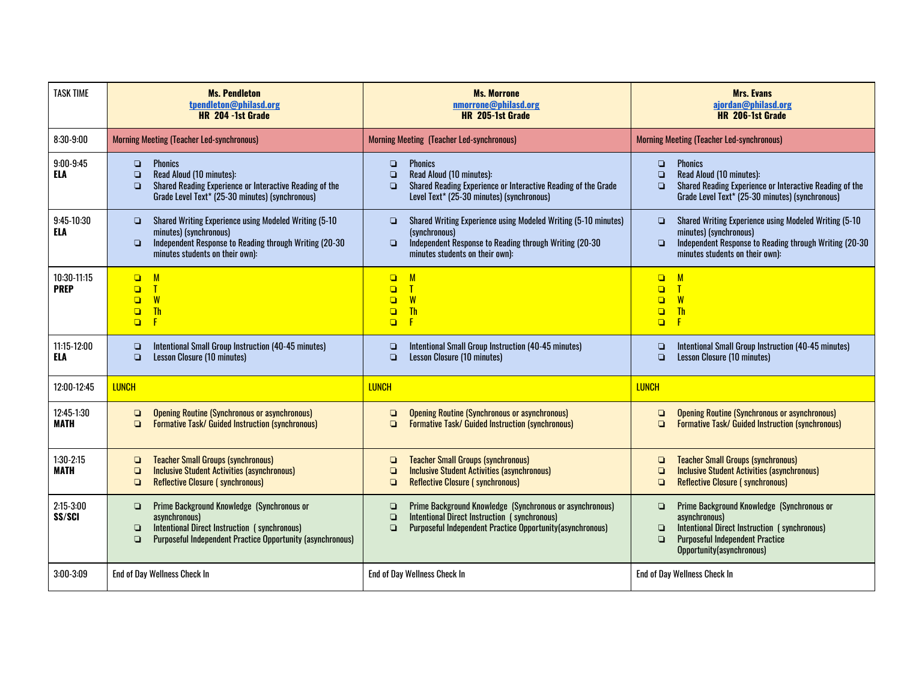| TASK TIME | **Ms. Pendleton** <br> tpendleton@philasd.org <br> **HR 204 -1st Grade** | **Ms. Morrone** <br> nmorrone@philasd.org <br> **HR 205-1st Grade** | **Mrs. Evans** <br> ajordan@philasd.org <br> **HR 206-1st Grade** |
|---|---|---|---|
| 8:30-9:00 | Morning Meeting (Teacher Led-synchronous) | Morning Meeting (Teacher Led-synchronous) | Morning Meeting (Teacher Led-synchronous) |
| 9:00-9:45 **ELA** | ❏ Phonics <br> ❏ Read Aloud (10 minutes): <br> ❏ Shared Reading Experience or Interactive Reading of the Grade Level Text* (25-30 minutes) (synchronous) | ❏ Phonics <br> ❏ Read Aloud (10 minutes): <br> ❏ Shared Reading Experience or Interactive Reading of the Grade Level Text* (25-30 minutes) (synchronous) | ❏ Phonics <br> ❏ Read Aloud (10 minutes): <br> ❏ Shared Reading Experience or Interactive Reading of the Grade Level Text* (25-30 minutes) (synchronous) |
| 9:45-10:30 **ELA** | ❏ Shared Writing Experience using Modeled Writing (5-10 minutes) (synchronous) <br> ❏ Independent Response to Reading through Writing (20-30 minutes students on their own): | ❏ Shared Writing Experience using Modeled Writing (5-10 minutes) (synchronous) <br> ❏ Independent Response to Reading through Writing (20-30 minutes students on their own): | ❏ Shared Writing Experience using Modeled Writing (5-10 minutes) (synchronous) <br> ❏ Independent Response to Reading through Writing (20-30 minutes students on their own): |
| 10:30-11:15 **PREP** | ❏ M <br> ❏ T <br> ❏ W <br> ❏ Th <br> ❏ F | ❏ M <br> ❏ T <br> ❏ W <br> ❏ Th <br> ❏ F | ❏ M <br> ❏ T <br> ❏ W <br> ❏ Th <br> ❏ F |
| 11:15-12:00 **ELA** | ❏ Intentional Small Group Instruction (40-45 minutes) <br> ❏ Lesson Closure (10 minutes) | ❏ Intentional Small Group Instruction (40-45 minutes) <br> ❏ Lesson Closure (10 minutes) | ❏ Intentional Small Group Instruction (40-45 minutes) <br> ❏ Lesson Closure (10 minutes) |
| 12:00-12:45 | LUNCH | LUNCH | LUNCH |
| 12:45-1:30 **MATH** | ❏ Opening Routine (Synchronous or asynchronous) <br> ❏ Formative Task/ Guided Instruction (synchronous) | ❏ Opening Routine (Synchronous or asynchronous) <br> ❏ Formative Task/ Guided Instruction (synchronous) | ❏ Opening Routine (Synchronous or asynchronous) <br> ❏ Formative Task/ Guided Instruction (synchronous) |
| 1:30-2:15 **MATH** | ❏ Teacher Small Groups (synchronous) <br> ❏ Inclusive Student Activities (asynchronous) <br> ❏ Reflective Closure ( synchronous) | ❏ Teacher Small Groups (synchronous) <br> ❏ Inclusive Student Activities (asynchronous) <br> ❏ Reflective Closure ( synchronous) | ❏ Teacher Small Groups (synchronous) <br> ❏ Inclusive Student Activities (asynchronous) <br> ❏ Reflective Closure ( synchronous) |
| 2:15-3:00 **SS/SCI** | ❏ Prime Background Knowledge (Synchronous or asynchronous) <br> ❏ Intentional Direct Instruction ( synchronous) <br> ❏ Purposeful Independent Practice Opportunity (asynchronous) | ❏ Prime Background Knowledge (Synchronous or asynchronous) <br> ❏ Intentional Direct Instruction ( synchronous) <br> ❏ Purposeful Independent Practice Opportunity(asynchronous) | ❏ Prime Background Knowledge (Synchronous or asynchronous) <br> ❏ Intentional Direct Instruction ( synchronous) <br> ❏ Purposeful Independent Practice Opportunity(asynchronous) |
| 3:00-3:09 | End of Day Wellness Check In | End of Day Wellness Check In | End of Day Wellness Check In |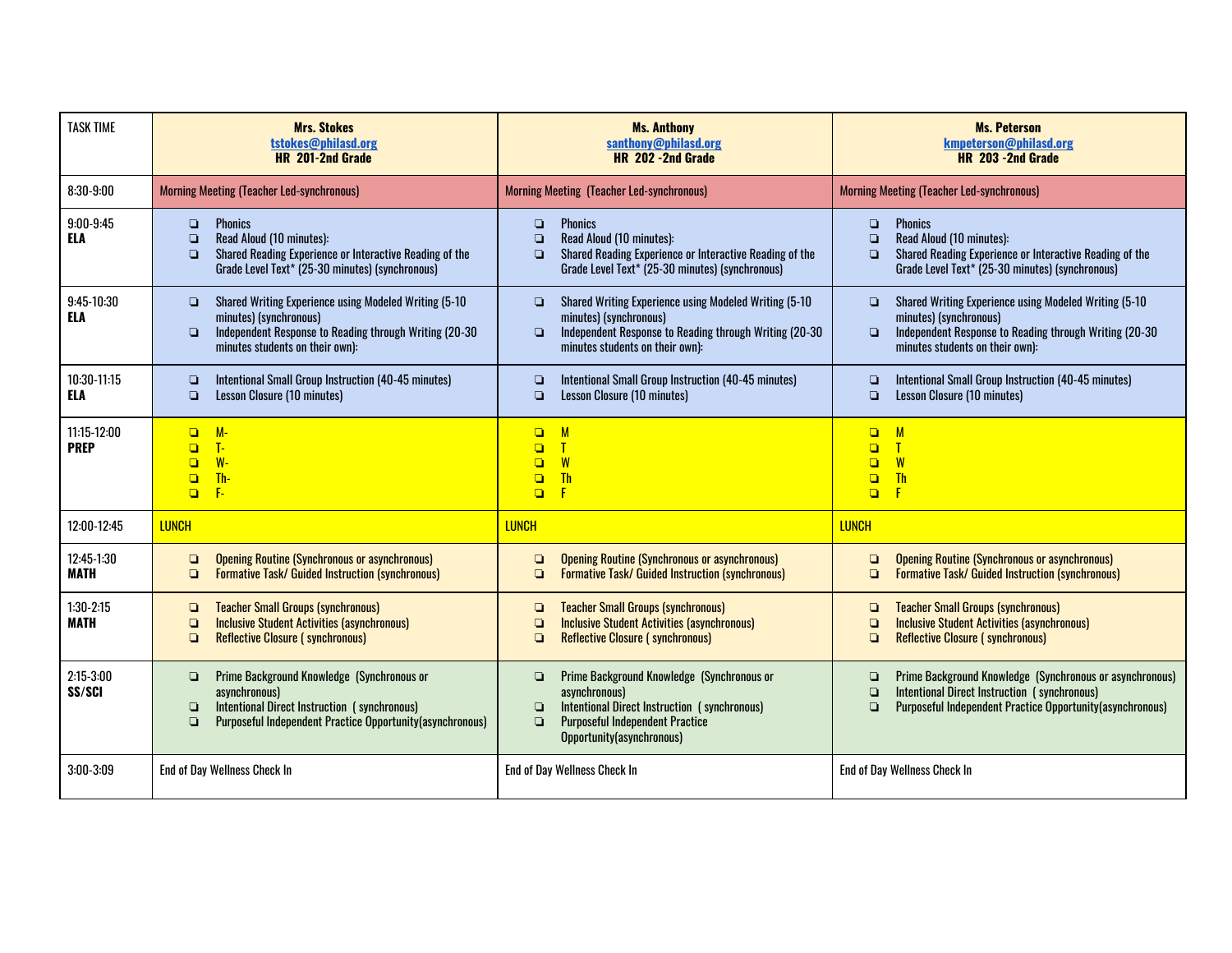| TASK TIME | **Mrs. Stokes**<br>**[tstokes@philasd.org](mailto:tstokes@philasd.org)**<br>**HR 201-2nd Grade** | **Ms. Anthony**<br>**[santhony@philasd.org](mailto:santhony@philasd.org)**<br>**HR 202 -2nd Grade** | **Ms. Peterson**<br>**[kmpeterson@philasd.org](mailto:kmpeterson@philasd.org)**<br>**HR 203 -2nd Grade** |
|---|---|---|---|
| 8:30-9:00 | Morning Meeting (Teacher Led-synchronous) | Morning Meeting (Teacher Led-synchronous) | Morning Meeting (Teacher Led-synchronous) |
| 9:00-9:45<br>**ELA** | ❏ Phonics<br>❏ Read Aloud (10 minutes):<br>❏ Shared Reading Experience or Interactive Reading of the Grade Level Text* (25-30 minutes) (synchronous) | ❏ Phonics<br>❏ Read Aloud (10 minutes):<br>❏ Shared Reading Experience or Interactive Reading of the Grade Level Text* (25-30 minutes) (synchronous) | ❏ Phonics<br>❏ Read Aloud (10 minutes):<br>❏ Shared Reading Experience or Interactive Reading of the Grade Level Text* (25-30 minutes) (synchronous) |
| 9:45-10:30<br>**ELA** | ❏ Shared Writing Experience using Modeled Writing (5-10 minutes) (synchronous)<br>❏ Independent Response to Reading through Writing (20-30 minutes students on their own): | ❏ Shared Writing Experience using Modeled Writing (5-10 minutes) (synchronous)<br>❏ Independent Response to Reading through Writing (20-30 minutes students on their own): | ❏ Shared Writing Experience using Modeled Writing (5-10 minutes) (synchronous)<br>❏ Independent Response to Reading through Writing (20-30 minutes students on their own): |
| 10:30-11:15<br>**ELA** | ❏ Intentional Small Group Instruction (40-45 minutes)<br>❏ Lesson Closure (10 minutes) | ❏ Intentional Small Group Instruction (40-45 minutes)<br>❏ Lesson Closure (10 minutes) | ❏ Intentional Small Group Instruction (40-45 minutes)<br>❏ Lesson Closure (10 minutes) |
| 11:15-12:00<br>**PREP** | ❏ M-<br>❏ T-<br>❏ W-<br>❏ Th-<br>❏ F- | ❏ M<br>❏ T<br>❏ W<br>❏ Th<br>❏ F | ❏ M<br>❏ T<br>❏ W<br>❏ Th<br>❏ F |
| 12:00-12:45 | LUNCH | LUNCH | LUNCH |
| 12:45-1:30<br>**MATH** | ❏ Opening Routine (Synchronous or asynchronous)<br>❏ Formative Task/ Guided Instruction (synchronous) | ❏ Opening Routine (Synchronous or asynchronous)<br>❏ Formative Task/ Guided Instruction (synchronous) | ❏ Opening Routine (Synchronous or asynchronous)<br>❏ Formative Task/ Guided Instruction (synchronous) |
| 1:30-2:15<br>**MATH** | ❏ Teacher Small Groups (synchronous)<br>❏ Inclusive Student Activities (asynchronous)<br>❏ Reflective Closure ( synchronous) | ❏ Teacher Small Groups (synchronous)<br>❏ Inclusive Student Activities (asynchronous)<br>❏ Reflective Closure ( synchronous) | ❏ Teacher Small Groups (synchronous)<br>❏ Inclusive Student Activities (asynchronous)<br>❏ Reflective Closure ( synchronous) |
| 2:15-3:00<br>**SS/SCI** | ❏ Prime Background Knowledge (Synchronous or asynchronous)<br>❏ Intentional Direct Instruction ( synchronous)<br>❏ Purposeful Independent Practice Opportunity(asynchronous) | ❏ Prime Background Knowledge (Synchronous or asynchronous)<br>❏ Intentional Direct Instruction ( synchronous)<br>❏ Purposeful Independent Practice Opportunity(asynchronous) | ❏ Prime Background Knowledge (Synchronous or asynchronous)<br>❏ Intentional Direct Instruction ( synchronous)<br>❏ Purposeful Independent Practice Opportunity(asynchronous) |
| 3:00-3:09 | End of Day Wellness Check In | End of Day Wellness Check In | End of Day Wellness Check In |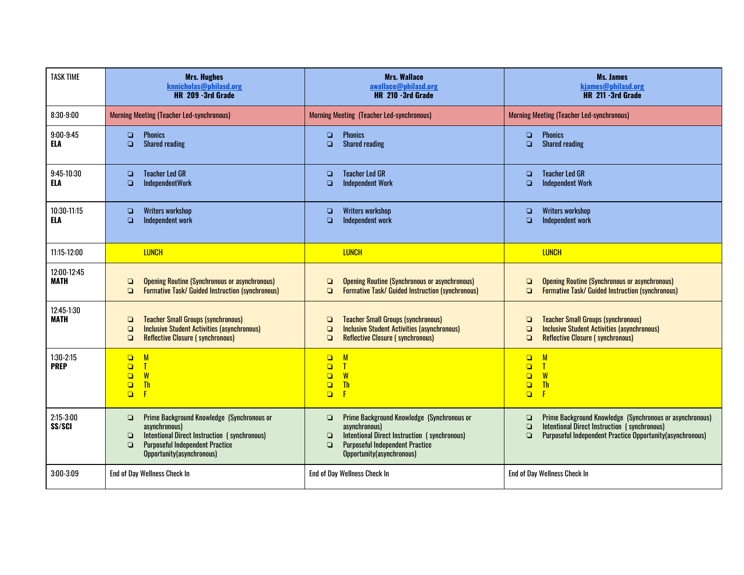| TASK TIME | **Mrs. Hughes** knnicholas@philasd.org **HR 209 -3rd Grade** | **Mrs. Wallace** awallace@philasd.org **HR 210 -3rd Grade** | **Ms. James** kjames@philasd.org **HR 211 -3rd Grade** |
|---|---|---|---|
| 8:30-9:00 | Morning Meeting (Teacher Led-synchronous) | Morning Meeting (Teacher Led-synchronous) | Morning Meeting (Teacher Led-synchronous) |
| 9:00-9:45 **ELA** | ❏ Phonics<br>❏ Shared reading | ❏ Phonics<br>❏ Shared reading | ❏ Phonics<br>❏ Shared reading |
| 9:45-10:30 **ELA** | ❏ Teacher Led GR<br>❏ IndependentWork | ❏ Teacher Led GR<br>❏ Independent Work | ❏ Teacher Led GR<br>❏ Independent Work |
| 10:30-11:15 **ELA** | ❏ Writers workshop<br>❏ Independent work | ❏ Writers workshop<br>❏ Independent work | ❏ Writers workshop<br>❏ Independent work |
| 11:15-12:00 | LUNCH | LUNCH | LUNCH |
| 12:00-12:45 **MATH** | ❏ Opening Routine (Synchronous or asynchronous)<br>❏ Formative Task/ Guided Instruction (synchronous) | ❏ Opening Routine (Synchronous or asynchronous)<br>❏ Formative Task/ Guided Instruction (synchronous) | ❏ Opening Routine (Synchronous or asynchronous)<br>❏ Formative Task/ Guided Instruction (synchronous) |
| 12:45-1:30 **MATH** | ❏ Teacher Small Groups (synchronous)<br>❏ Inclusive Student Activities (asynchronous)<br>❏ Reflective Closure ( synchronous) | ❏ Teacher Small Groups (synchronous)<br>❏ Inclusive Student Activities (asynchronous)<br>❏ Reflective Closure ( synchronous) | ❏ Teacher Small Groups (synchronous)<br>❏ Inclusive Student Activities (asynchronous)<br>❏ Reflective Closure ( synchronous) |
| 1:30-2:15 **PREP** | ❏ M<br>❏ T<br>❏ W<br>❏ Th<br>❏ F | ❏ M<br>❏ T<br>❏ W<br>❏ Th<br>❏ F | ❏ M<br>❏ T<br>❏ W<br>❏ Th<br>❏ F |
| 2:15-3:00 **SS/SCI** | ❏ Prime Background Knowledge (Synchronous or asynchronous)<br>❏ Intentional Direct Instruction ( synchronous)<br>❏ Purposeful Independent Practice Opportunity(asynchronous) | ❏ Prime Background Knowledge (Synchronous or asynchronous)<br>❏ Intentional Direct Instruction ( synchronous)<br>❏ Purposeful Independent Practice Opportunity(asynchronous) | ❏ Prime Background Knowledge (Synchronous or asynchronous)<br>❏ Intentional Direct Instruction ( synchronous)<br>❏ Purposeful Independent Practice Opportunity(asynchronous) |
| 3:00-3:09 | End of Day Wellness Check In | End of Day Wellness Check In | End of Day Wellness Check In |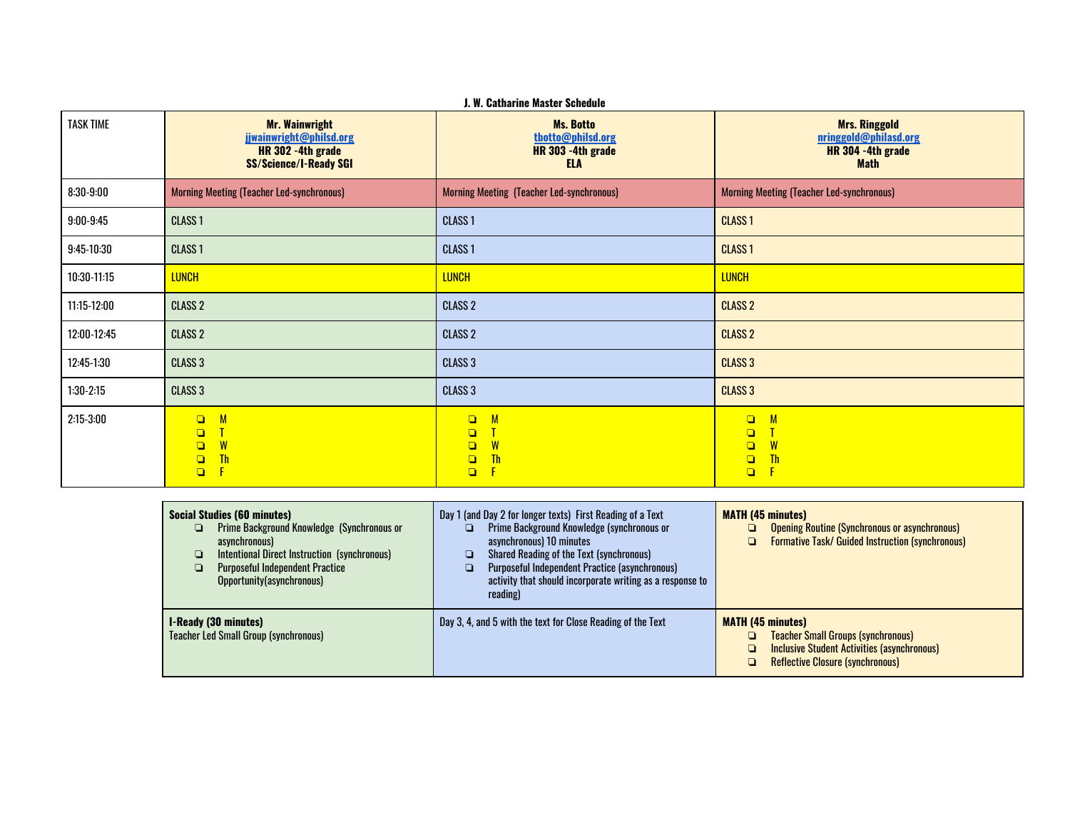**J. W. Catharine Master Schedule**

| TASK TIME | **Mr. Wainwright**<br>jjwainwright@philsd.org<br>**HR 302 -4th grade**<br>**SS/Science/I-Ready SGI** | **Ms. Botto**<br>tbotto@philsd.org<br>**HR 303 -4th grade**<br>**ELA** | **Mrs. Ringgold**<br>nringgold@philasd.org<br>**HR 304 -4th grade**<br>**Math** |
|---|---|---|---|
| 8:30-9:00 | Morning Meeting (Teacher Led-synchronous) | Morning Meeting (Teacher Led-synchronous) | Morning Meeting (Teacher Led-synchronous) |
| 9:00-9:45 | CLASS 1 | CLASS 1 | CLASS 1 |
| 9:45-10:30 | CLASS 1 | CLASS 1 | CLASS 1 |
| 10:30-11:15 | LUNCH | LUNCH | LUNCH |
| 11:15-12:00 | CLASS 2 | CLASS 2 | CLASS 2 |
| 12:00-12:45 | CLASS 2 | CLASS 2 | CLASS 2 |
| 12:45-1:30 | CLASS 3 | CLASS 3 | CLASS 3 |
| 1:30-2:15 | CLASS 3 | CLASS 3 | CLASS 3 |
| 2:15-3:00 | ❏ M<br>❏ T<br>❏ W<br>❏ Th<br>❏ F | ❏ M<br>❏ T<br>❏ W<br>❏ Th<br>❏ F | ❏ M<br>❏ T<br>❏ W<br>❏ Th<br>❏ F |

| | | |
|---|---|---|
| **Social Studies (60 minutes)**<br>❏ Prime Background Knowledge (Synchronous or asynchronous)<br>❏ Intentional Direct Instruction (synchronous)<br>❏ Purposeful Independent Practice Opportunity(asynchronous) | Day 1 (and Day 2 for longer texts) First Reading of a Text<br>❏ Prime Background Knowledge (synchronous or asynchronous) 10 minutes<br>❏ Shared Reading of the Text (synchronous)<br>❏ Purposeful Independent Practice (asynchronous) activity that should incorporate writing as a response to reading) | **MATH (45 minutes)**<br>❏ Opening Routine (Synchronous or asynchronous)<br>❏ Formative Task/ Guided Instruction (synchronous) |
| **I-Ready (30 minutes)**<br>Teacher Led Small Group (synchronous) | Day 3, 4, and 5 with the text for Close Reading of the Text | **MATH (45 minutes)**<br>❏ Teacher Small Groups (synchronous)<br>❏ Inclusive Student Activities (asynchronous)<br>❏ Reflective Closure (synchronous) |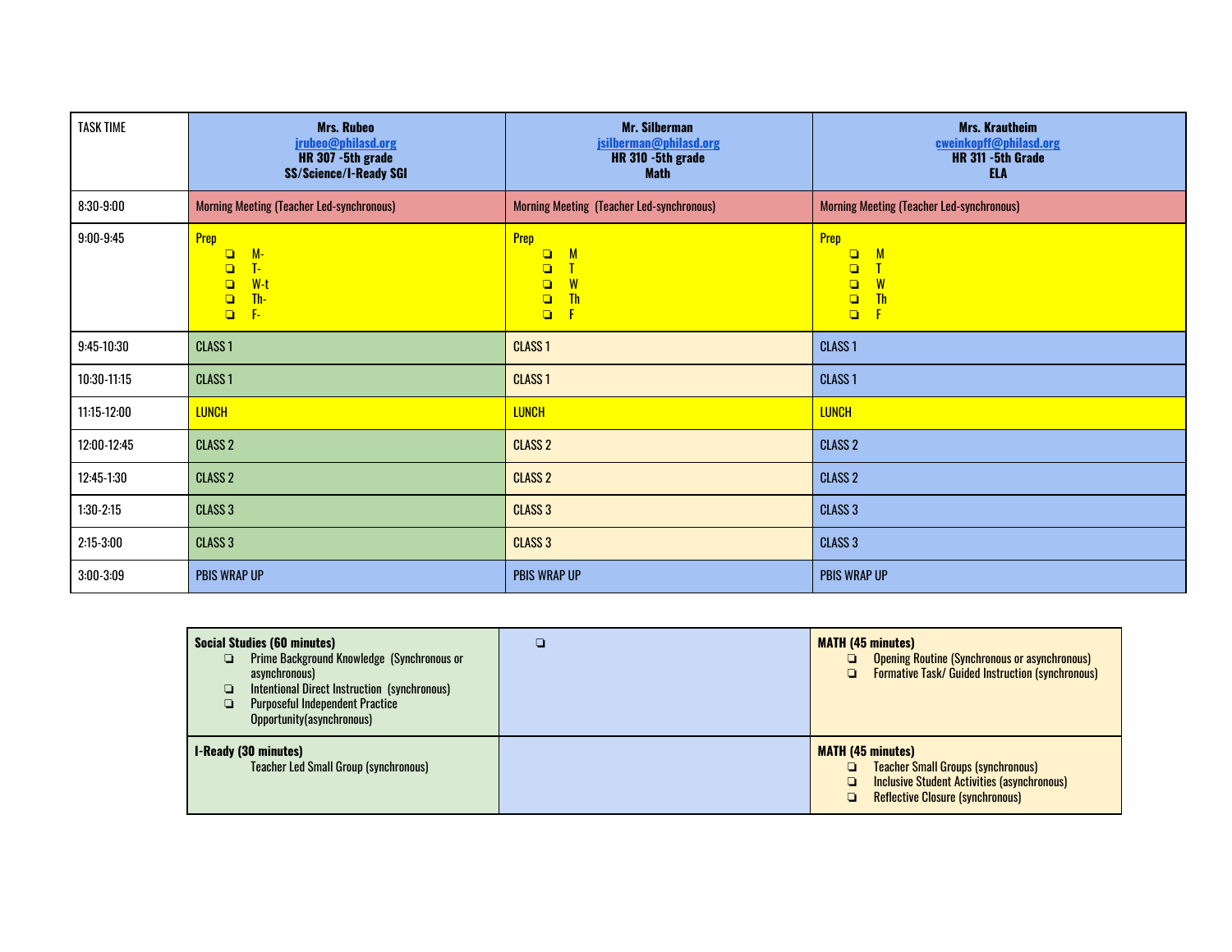| TASK TIME | **Mrs. Rubeo**<br>jrubeo@philasd.org<br>**HR 307 -5th grade**<br>**SS/Science/I-Ready SGI** | **Mr. Silberman**<br>jsilberman@philasd.org<br>**HR 310 -5th grade**<br>**Math** | **Mrs. Krautheim**<br>cweinkopff@philasd.org<br>**HR 311 -5th Grade**<br>**ELA** |
|---|---|---|---|
| 8:30-9:00 | Morning Meeting (Teacher Led-synchronous) | Morning Meeting (Teacher Led-synchronous) | Morning Meeting (Teacher Led-synchronous) |
| 9:00-9:45 | Prep<br>❏ M-<br>❏ T-<br>❏ W-t<br>❏ Th-<br>❏ F- | Prep<br>❏ M<br>❏ T<br>❏ W<br>❏ Th<br>❏ F | Prep<br>❏ M<br>❏ T<br>❏ W<br>❏ Th<br>❏ F |
| 9:45-10:30 | CLASS 1 | CLASS 1 | CLASS 1 |
| 10:30-11:15 | CLASS 1 | CLASS 1 | CLASS 1 |
| 11:15-12:00 | LUNCH | LUNCH | LUNCH |
| 12:00-12:45 | CLASS 2 | CLASS 2 | CLASS 2 |
| 12:45-1:30 | CLASS 2 | CLASS 2 | CLASS 2 |
| 1:30-2:15 | CLASS 3 | CLASS 3 | CLASS 3 |
| 2:15-3:00 | CLASS 3 | CLASS 3 | CLASS 3 |
| 3:00-3:09 | PBIS WRAP UP | PBIS WRAP UP | PBIS WRAP UP |

| | | |
|---|---|---|
| **Social Studies (60 minutes)**<br>❏ Prime Background Knowledge (Synchronous or asynchronous)<br>❏ Intentional Direct Instruction (synchronous)<br>❏ Purposeful Independent Practice Opportunity(asynchronous) | ❏ | **MATH (45 minutes)**<br>❏ Opening Routine (Synchronous or asynchronous)<br>❏ Formative Task/ Guided Instruction (synchronous) |
| **I-Ready (30 minutes)**<br>Teacher Led Small Group (synchronous) | | **MATH (45 minutes)**<br>❏ Teacher Small Groups (synchronous)<br>❏ Inclusive Student Activities (asynchronous)<br>❏ Reflective Closure (synchronous) |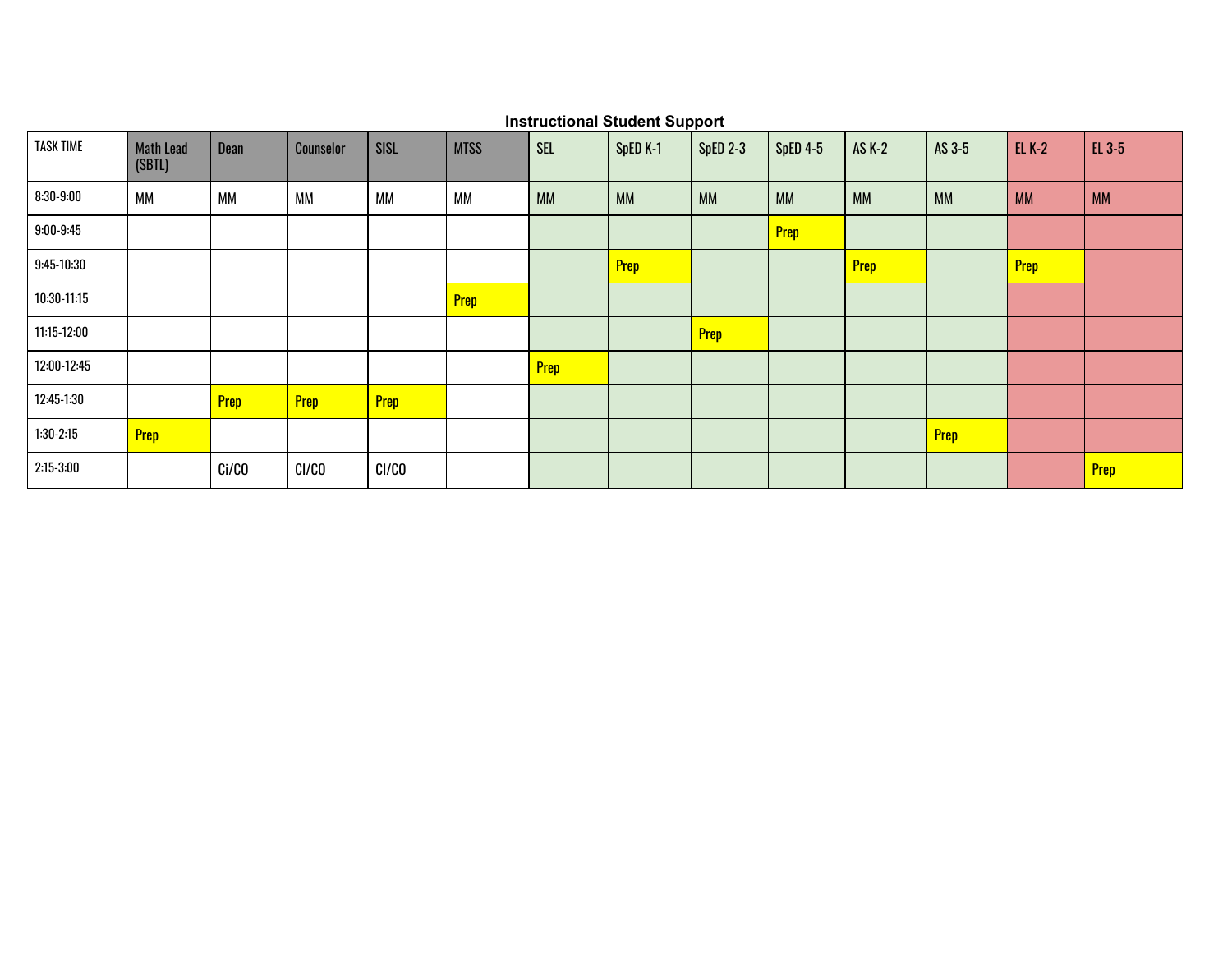## Instructional Student Support

| TASK TIME | Math Lead (SBTL) | Dean | Counselor | SISL | MTSS | SEL | SpED K-1 | SpED 2-3 | SpED 4-5 | AS K-2 | AS 3-5 | EL K-2 | EL 3-5 |
|---|---|---|---|---|---|---|---|---|---|---|---|---|---|
| 8:30-9:00 | MM | MM | MM | MM | MM | MM | MM | MM | MM | MM | MM | MM | MM |
| 9:00-9:45 | | | | | | | | | Prep | | | | |
| 9:45-10:30 | | | | | | | Prep | | | Prep | | Prep | |
| 10:30-11:15 | | | | | Prep | | | | | | | | |
| 11:15-12:00 | | | | | | | | Prep | | | | | |
| 12:00-12:45 | | | | | | Prep | | | | | | | |
| 12:45-1:30 | | Prep | Prep | Prep | | | | | | | | | |
| 1:30-2:15 | Prep | | | | | | | | | | Prep | | |
| 2:15-3:00 | | Ci/CO | CI/CO | CI/CO | | | | | | | | | Prep |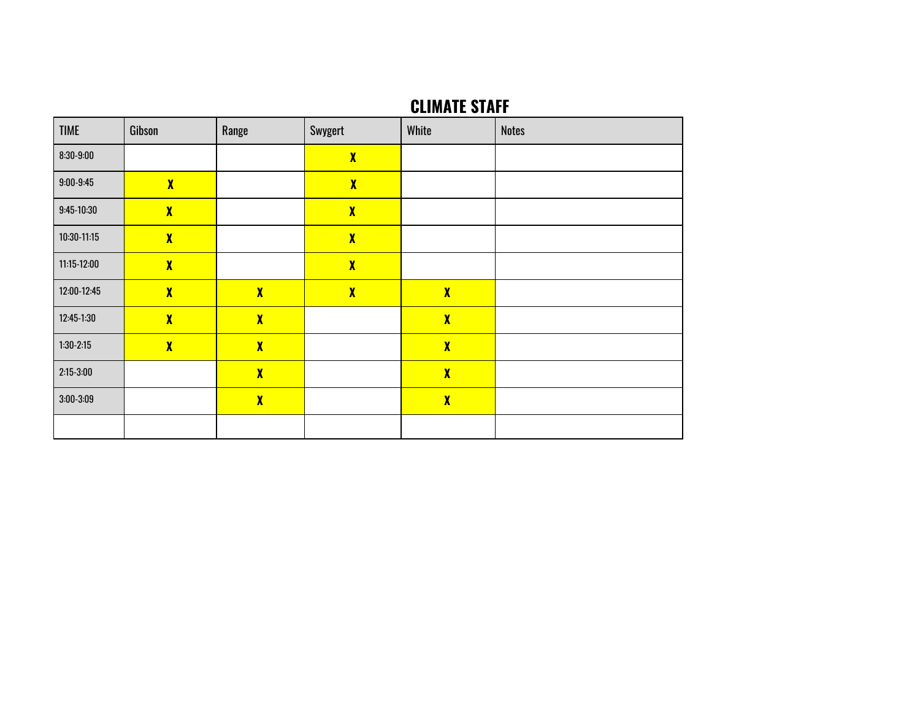## CLIMATE STAFF

| TIME | Gibson | Range | Swygert | White | Notes |
|---|---|---|---|---|---|
| 8:30-9:00 | | | X | | |
| 9:00-9:45 | X | | X | | |
| 9:45-10:30 | X | | X | | |
| 10:30-11:15 | X | | X | | |
| 11:15-12:00 | X | | X | | |
| 12:00-12:45 | X | X | X | X | |
| 12:45-1:30 | X | X | | X | |
| 1:30-2:15 | X | X | | X | |
| 2:15-3:00 | | X | | X | |
| 3:00-3:09 | | X | | X | |
| | | | | | |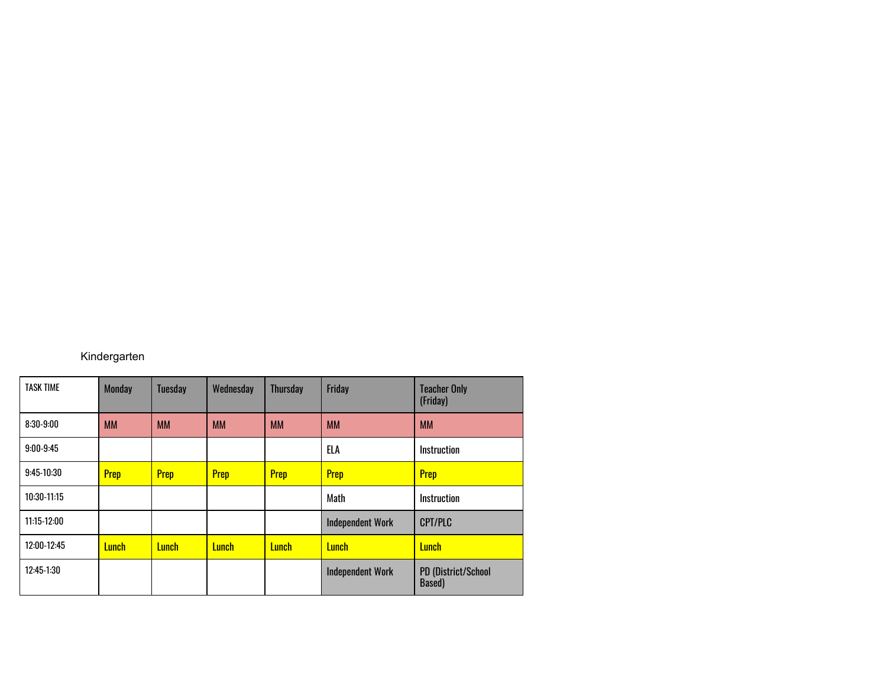Kindergarten

| TASK TIME | Monday | Tuesday | Wednesday | Thursday | Friday | Teacher Only (Friday) |
| --- | --- | --- | --- | --- | --- | --- |
| 8:30-9:00 | MM | MM | MM | MM | MM | MM |
| 9:00-9:45 | | | | | ELA | Instruction |
| 9:45-10:30 | Prep | Prep | Prep | Prep | Prep | Prep |
| 10:30-11:15 | | | | | Math | Instruction |
| 11:15-12:00 | | | | | Independent Work | CPT/PLC |
| 12:00-12:45 | Lunch | Lunch | Lunch | Lunch | Lunch | Lunch |
| 12:45-1:30 | | | | | Independent Work | PD (District/School Based) |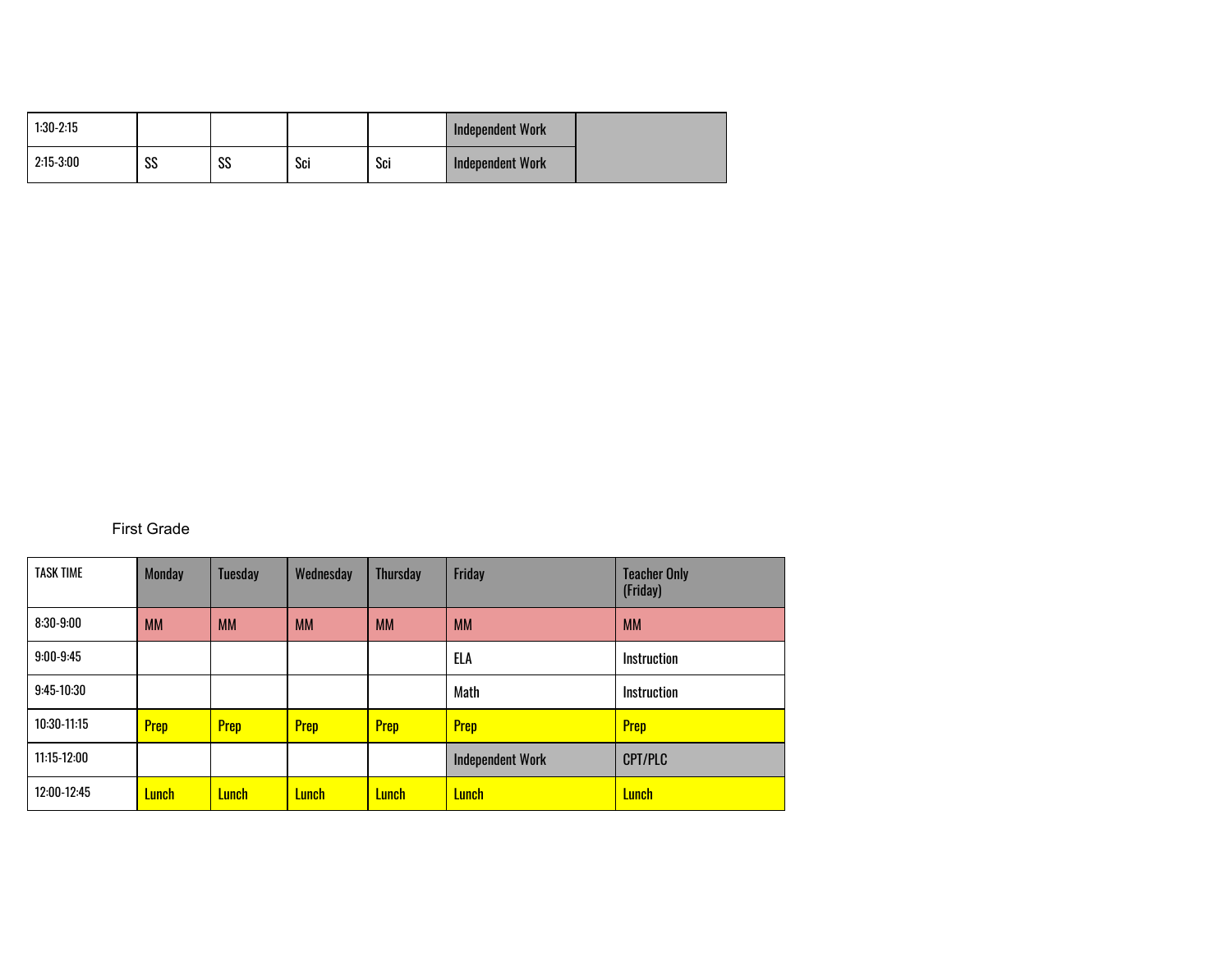| | | | | | | |
|---|---|---|---|---|---|---|
| 1:30-2:15 | | | | | Independent Work | |
| 2:15-3:00 | SS | SS | Sci | Sci | Independent Work | |

First Grade

| TASK TIME | Monday | Tuesday | Wednesday | Thursday | Friday | Teacher Only (Friday) |
|---|---|---|---|---|---|---|
| 8:30-9:00 | MM | MM | MM | MM | MM | MM |
| 9:00-9:45 | | | | | ELA | Instruction |
| 9:45-10:30 | | | | | Math | Instruction |
| 10:30-11:15 | Prep | Prep | Prep | Prep | Prep | Prep |
| 11:15-12:00 | | | | | Independent Work | CPT/PLC |
| 12:00-12:45 | Lunch | Lunch | Lunch | Lunch | Lunch | Lunch |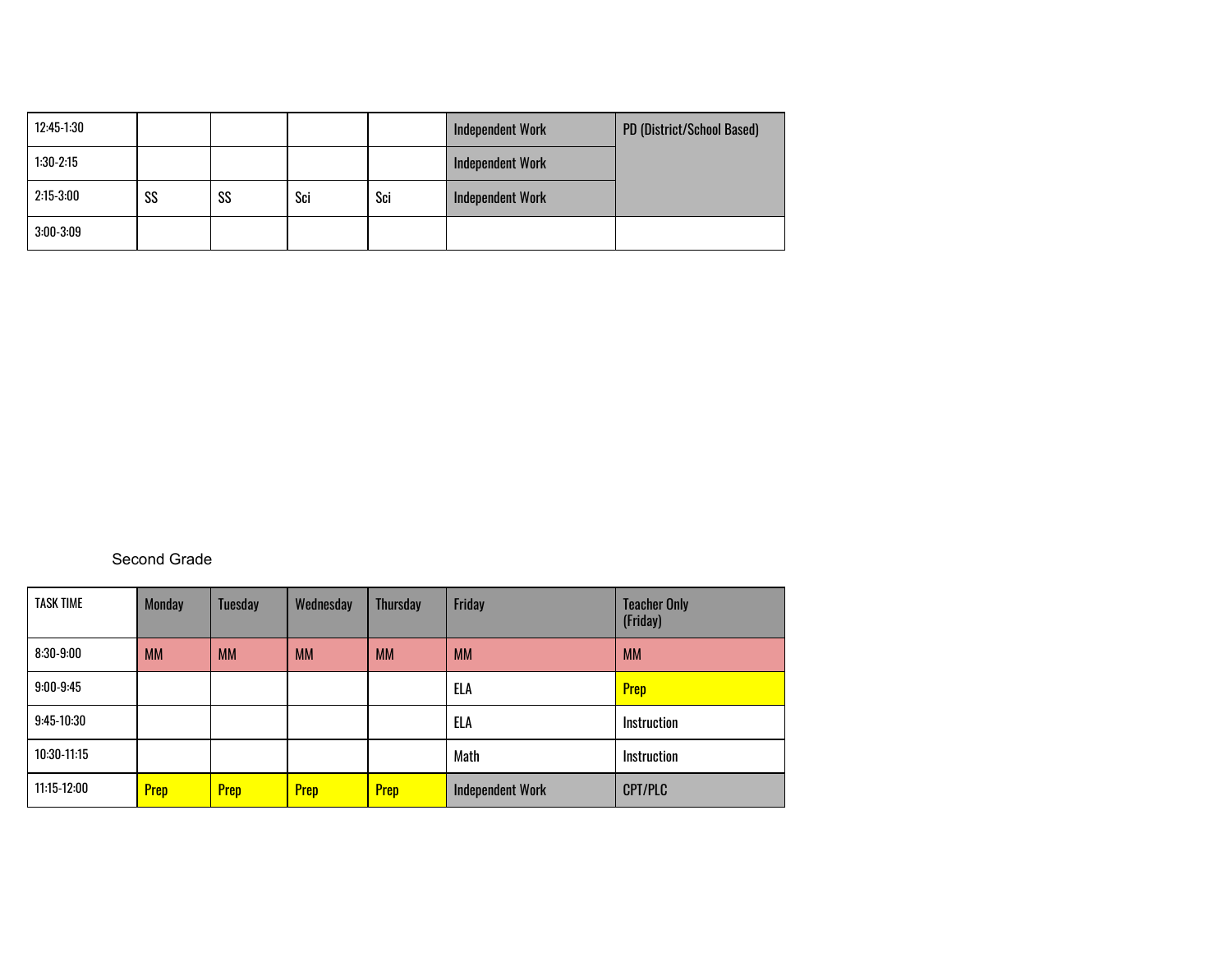| 12:45-1:30 | | | | | Independent Work | PD (District/School Based) |
|---|---|---|---|---|---|---|
| 1:30-2:15 | | | | | Independent Work | |
| 2:15-3:00 | SS | SS | Sci | Sci | Independent Work | |
| 3:00-3:09 | | | | | | |

Second Grade

| TASK TIME | Monday | Tuesday | Wednesday | Thursday | Friday | Teacher Only (Friday) |
|---|---|---|---|---|---|---|
| 8:30-9:00 | MM | MM | MM | MM | MM | MM |
| 9:00-9:45 | | | | | ELA | Prep |
| 9:45-10:30 | | | | | ELA | Instruction |
| 10:30-11:15 | | | | | Math | Instruction |
| 11:15-12:00 | Prep | Prep | Prep | Prep | Independent Work | CPT/PLC |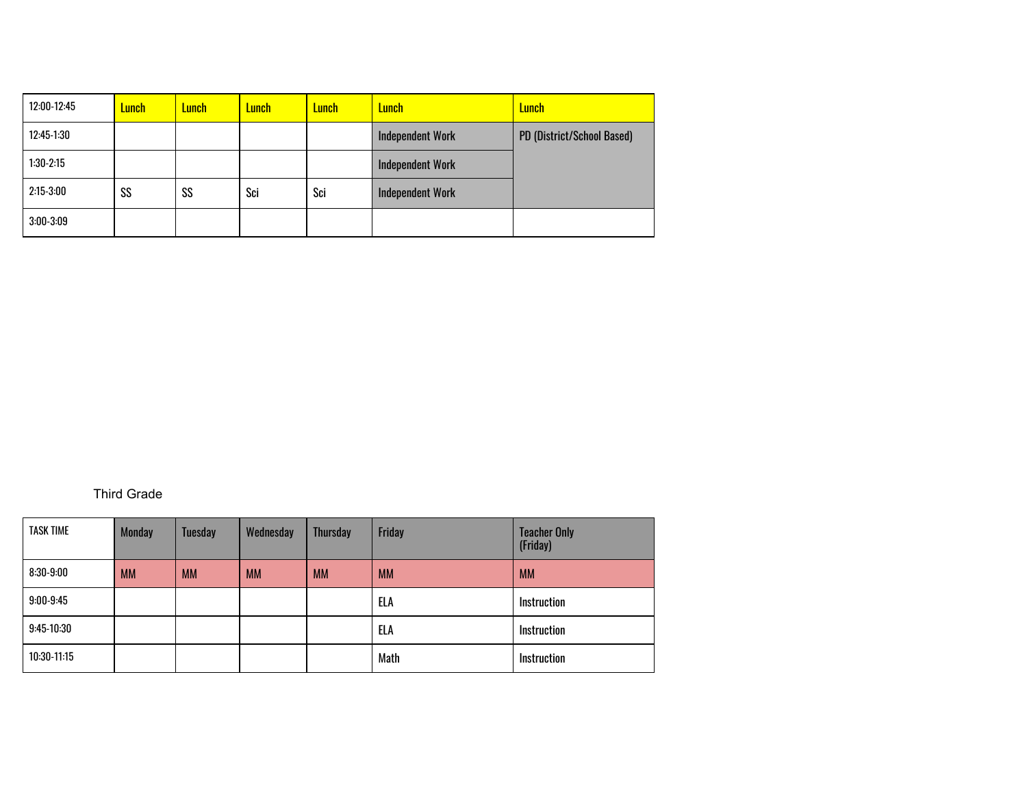| 12:00-12:45 | Lunch | Lunch | Lunch | Lunch | Lunch | Lunch |
|---|---|---|---|---|---|---|
| 12:45-1:30 | | | | | Independent Work | PD (District/School Based) |
| 1:30-2:15 | | | | | Independent Work | |
| 2:15-3:00 | SS | SS | Sci | Sci | Independent Work | |
| 3:00-3:09 | | | | | | |

Third Grade

| TASK TIME | Monday | Tuesday | Wednesday | Thursday | Friday | Teacher Only (Friday) |
|---|---|---|---|---|---|---|
| 8:30-9:00 | MM | MM | MM | MM | MM | MM |
| 9:00-9:45 | | | | | ELA | Instruction |
| 9:45-10:30 | | | | | ELA | Instruction |
| 10:30-11:15 | | | | | Math | Instruction |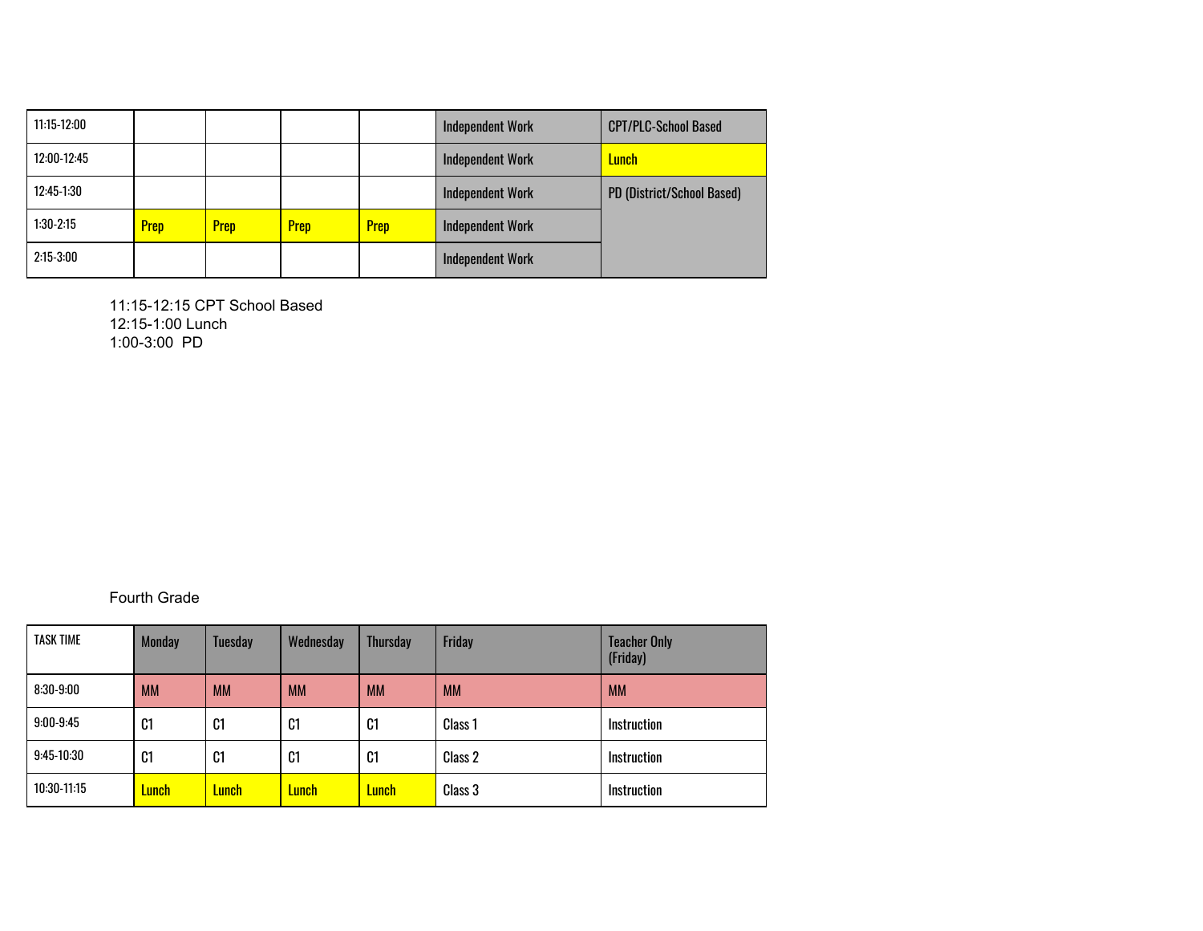| | | | | | | |
|---|---|---|---|---|---|---|
| 11:15-12:00 | | | | | Independent Work | CPT/PLC-School Based |
| 12:00-12:45 | | | | | Independent Work | Lunch |
| 12:45-1:30 | | | | | Independent Work | PD (District/School Based) |
| 1:30-2:15 | Prep | Prep | Prep | Prep | Independent Work | |
| 2:15-3:00 | | | | | Independent Work | |

11:15-12:15 CPT School Based
12:15-1:00 Lunch
1:00-3:00 PD

Fourth Grade

| TASK TIME | Monday | Tuesday | Wednesday | Thursday | Friday | Teacher Only (Friday) |
|---|---|---|---|---|---|---|
| 8:30-9:00 | MM | MM | MM | MM | MM | MM |
| 9:00-9:45 | C1 | C1 | C1 | C1 | Class 1 | Instruction |
| 9:45-10:30 | C1 | C1 | C1 | C1 | Class 2 | Instruction |
| 10:30-11:15 | Lunch | Lunch | Lunch | Lunch | Class 3 | Instruction |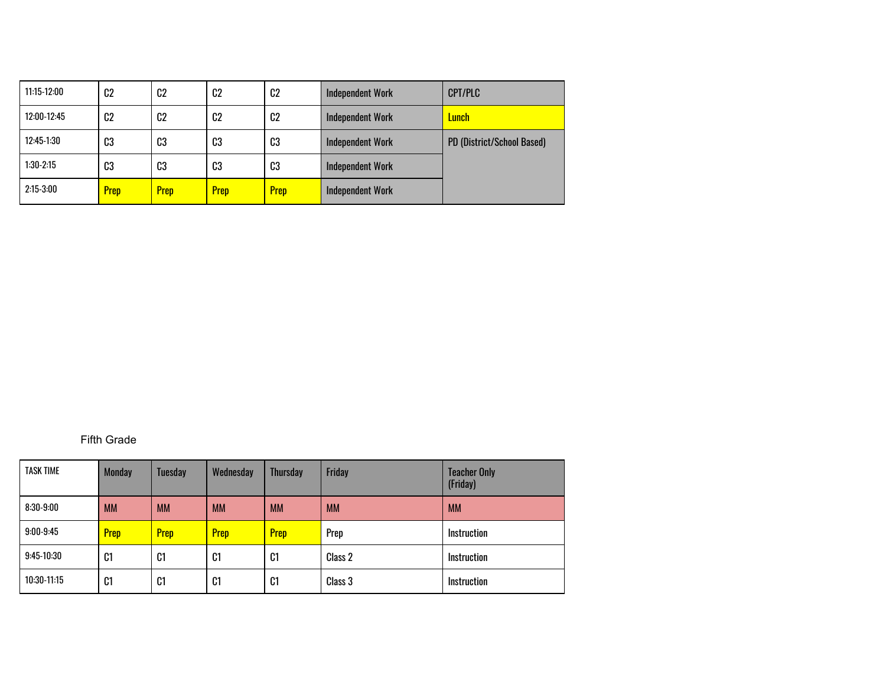| | | | | | | |
|---|---|---|---|---|---|---|
| 11:15-12:00 | C2 | C2 | C2 | C2 | Independent Work | CPT/PLC |
| 12:00-12:45 | C2 | C2 | C2 | C2 | Independent Work | Lunch |
| 12:45-1:30 | C3 | C3 | C3 | C3 | Independent Work | PD (District/School Based) |
| 1:30-2:15 | C3 | C3 | C3 | C3 | Independent Work | |
| 2:15-3:00 | Prep | Prep | Prep | Prep | Independent Work | |

Fifth Grade

| TASK TIME | Monday | Tuesday | Wednesday | Thursday | Friday | Teacher Only (Friday) |
|---|---|---|---|---|---|---|
| 8:30-9:00 | MM | MM | MM | MM | MM | MM |
| 9:00-9:45 | Prep | Prep | Prep | Prep | Prep | Instruction |
| 9:45-10:30 | C1 | C1 | C1 | C1 | Class 2 | Instruction |
| 10:30-11:15 | C1 | C1 | C1 | C1 | Class 3 | Instruction |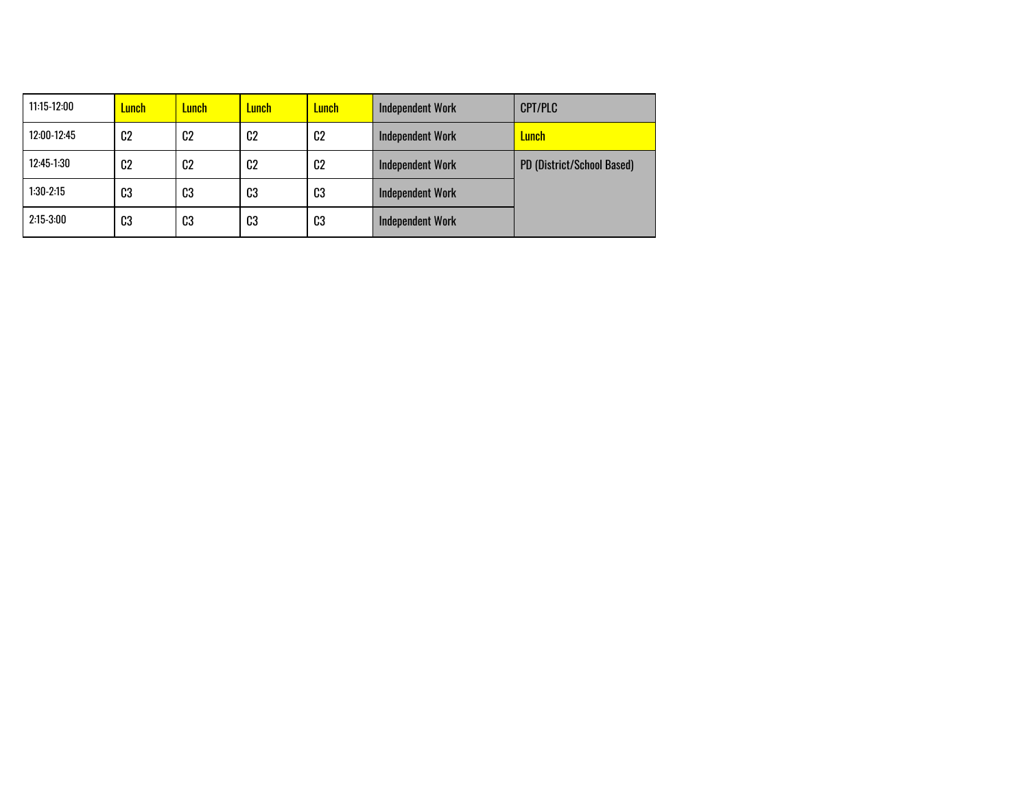| | | | | | | |
|---|---|---|---|---|---|---|
| 11:15-12:00 | Lunch | Lunch | Lunch | Lunch | Independent Work | CPT/PLC |
| 12:00-12:45 | C2 | C2 | C2 | C2 | Independent Work | Lunch |
| 12:45-1:30 | C2 | C2 | C2 | C2 | Independent Work | PD (District/School Based) |
| 1:30-2:15 | C3 | C3 | C3 | C3 | Independent Work | |
| 2:15-3:00 | C3 | C3 | C3 | C3 | Independent Work | |